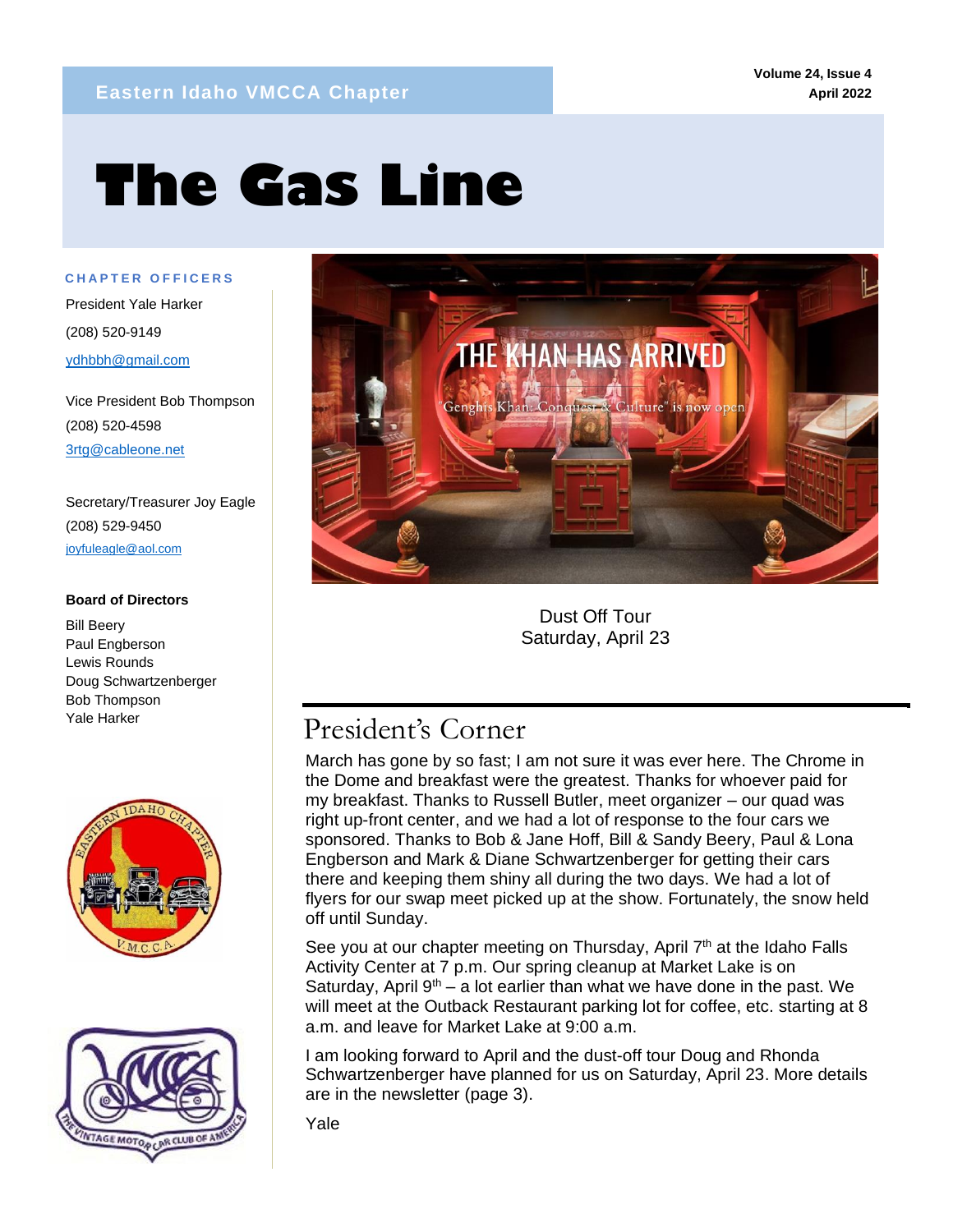Eastern Idaho VMCCA Chapter

# The Gas Line

### CHAPTER OFFICERS

President Yale Harker

(208) 520-9149

ydhbbh@gmail.com

Vice President Bob Thompson

(208) 520-4598

3rtg@cableone.net

Secretary/Treasurer Joy Eagle

(208) 529-9450

joyfuleagle@aol.com

**Board of Directors**

Bill Beery
Paul Engberson
Lewis Rounds
Doug Schwartzenberger
Bob Thompson
Yale Harker

Dust Off Tour
Saturday, April 23

## President's Corner

March has gone by so fast; I am not sure it was ever here. The Chrome in the Dome and breakfast were the greatest. Thanks for whoever paid for my breakfast. Thanks to Russell Butler, meet organizer – our quad was right up-front center, and we had a lot of response to the four cars we sponsored. Thanks to Bob & Jane Hoff, Bill & Sandy Beery, Paul & Lona Engberson and Mark & Diane Schwartzenberger for getting their cars there and keeping them shiny all during the two days. We had a lot of flyers for our swap meet picked up at the show. Fortunately, the snow held off until Sunday.

See you at our chapter meeting on Thursday, April 7th at the Idaho Falls Activity Center at 7 p.m. Our spring cleanup at Market Lake is on Saturday, April 9th – a lot earlier than what we have done in the past. We will meet at the Outback Restaurant parking lot for coffee, etc. starting at 8 a.m. and leave for Market Lake at 9:00 a.m.

I am looking forward to April and the dust-off tour Doug and Rhonda Schwartzenberger have planned for us on Saturday, April 23. More details are in the newsletter (page 3).

Yale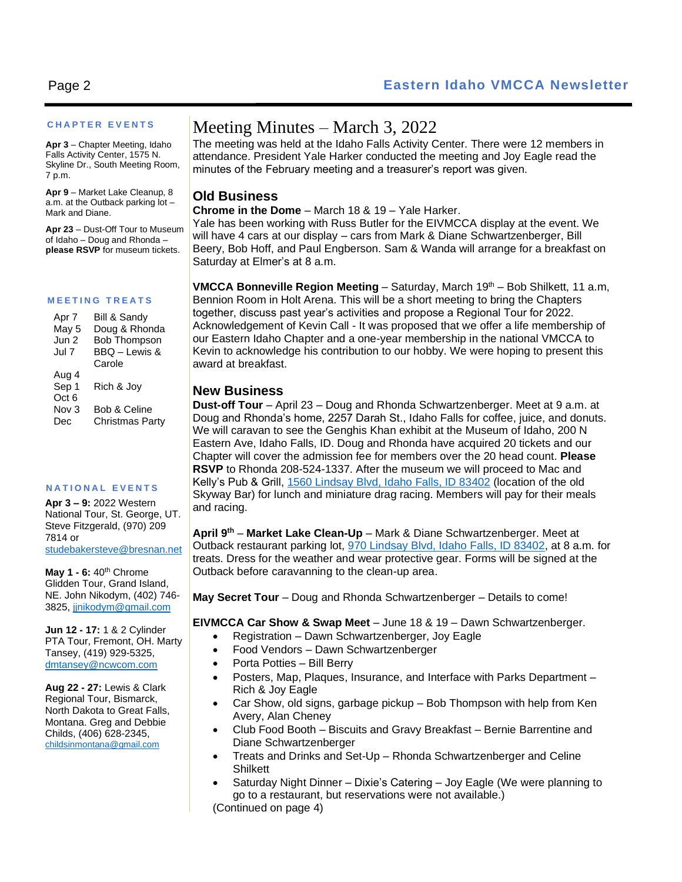## CHAPTER EVENTS

**Apr 3** – Chapter Meeting, Idaho Falls Activity Center, 1575 N. Skyline Dr., South Meeting Room, 7 p.m.

**Apr 9** – Market Lake Cleanup, 8 a.m. at the Outback parking lot – Mark and Diane.

**Apr 23** – Dust-Off Tour to Museum of Idaho – Doug and Rhonda – **please RSVP** for museum tickets.

## MEETING TREATS

| | |
|---|---|
| Apr 7 | Bill & Sandy |
| May 5 | Doug & Rhonda |
| Jun 2 | Bob Thompson |
| Jul 7 | BBQ – Lewis & Carole |
| Aug 4 | |
| Sep 1 | Rich & Joy |
| Oct 6 | |
| Nov 3 | Bob & Celine |
| Dec | Christmas Party |

## NATIONAL EVENTS

**Apr 3 – 9:** 2022 Western National Tour, St. George, UT. Steve Fitzgerald, (970) 209 7814 or studebakersteve@bresnan.net

**May 1 - 6:** 40th Chrome Glidden Tour, Grand Island, NE. John Nikodym, (402) 746-3825, jjnikodym@gmail.com

**Jun 12 - 17:** 1 & 2 Cylinder PTA Tour, Fremont, OH. Marty Tansey, (419) 929-5325, dmtansey@ncwcom.com

**Aug 22 - 27:** Lewis & Clark Regional Tour, Bismarck, North Dakota to Great Falls, Montana. Greg and Debbie Childs, (406) 628-2345, childsinmontana@gmail.com

# Meeting Minutes – March 3, 2022

The meeting was held at the Idaho Falls Activity Center. There were 12 members in attendance. President Yale Harker conducted the meeting and Joy Eagle read the minutes of the February meeting and a treasurer's report was given.

## Old Business

**Chrome in the Dome** – March 18 & 19 – Yale Harker.
Yale has been working with Russ Butler for the EIVMCCA display at the event. We will have 4 cars at our display – cars from Mark & Diane Schwartzenberger, Bill Beery, Bob Hoff, and Paul Engberson. Sam & Wanda will arrange for a breakfast on Saturday at Elmer's at 8 a.m.

**VMCCA Bonneville Region Meeting** – Saturday, March 19th – Bob Shilkett, 11 a.m, Bennion Room in Holt Arena. This will be a short meeting to bring the Chapters together, discuss past year's activities and propose a Regional Tour for 2022. Acknowledgement of Kevin Call - It was proposed that we offer a life membership of our Eastern Idaho Chapter and a one-year membership in the national VMCCA to Kevin to acknowledge his contribution to our hobby. We were hoping to present this award at breakfast.

## New Business

**Dust-off Tour** – April 23 – Doug and Rhonda Schwartzenberger. Meet at 9 a.m. at Doug and Rhonda's home, 2257 Darah St., Idaho Falls for coffee, juice, and donuts. We will caravan to see the Genghis Khan exhibit at the Museum of Idaho, 200 N Eastern Ave, Idaho Falls, ID. Doug and Rhonda have acquired 20 tickets and our Chapter will cover the admission fee for members over the 20 head count. **Please RSVP** to Rhonda 208-524-1337. After the museum we will proceed to Mac and Kelly's Pub & Grill, 1560 Lindsay Blvd, Idaho Falls, ID 83402 (location of the old Skyway Bar) for lunch and miniature drag racing. Members will pay for their meals and racing.

**April 9th** – **Market Lake Clean-Up** – Mark & Diane Schwartzenberger. Meet at Outback restaurant parking lot, 970 Lindsay Blvd, Idaho Falls, ID 83402, at 8 a.m. for treats. Dress for the weather and wear protective gear. Forms will be signed at the Outback before caravanning to the clean-up area.

**May Secret Tour** – Doug and Rhonda Schwartzenberger – Details to come!

**EIVMCCA Car Show & Swap Meet** – June 18 & 19 – Dawn Schwartzenberger.

- Registration – Dawn Schwartzenberger, Joy Eagle
- Food Vendors – Dawn Schwartzenberger
- Porta Potties – Bill Berry
- Posters, Map, Plaques, Insurance, and Interface with Parks Department – Rich & Joy Eagle
- Car Show, old signs, garbage pickup – Bob Thompson with help from Ken Avery, Alan Cheney
- Club Food Booth – Biscuits and Gravy Breakfast – Bernie Barrentine and Diane Schwartzenberger
- Treats and Drinks and Set-Up – Rhonda Schwartzenberger and Celine Shilkett
- Saturday Night Dinner – Dixie's Catering – Joy Eagle (We were planning to go to a restaurant, but reservations were not available.)

(Continued on page 4)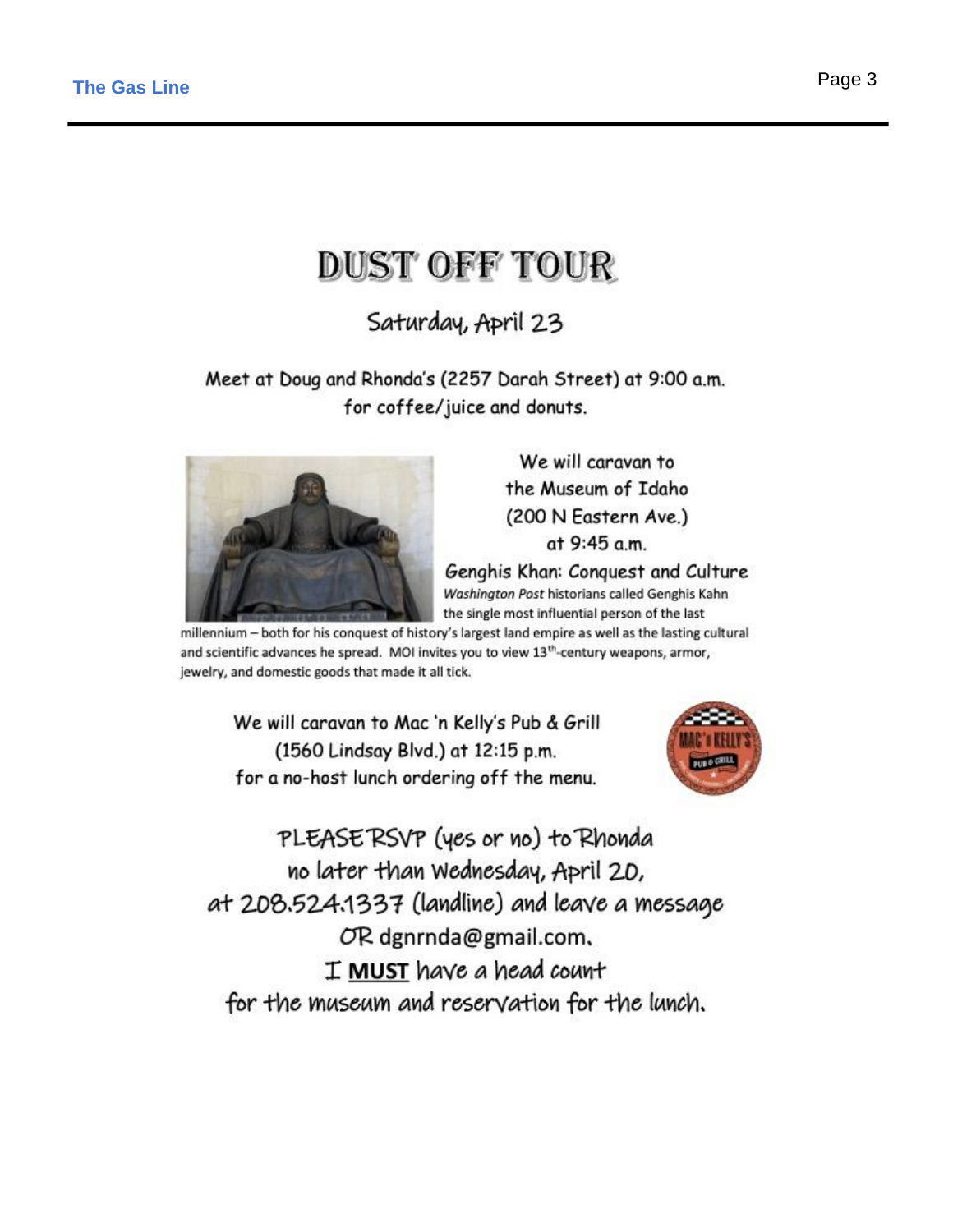# DUST OFF TOUR

## Saturday, April 23

Meet at Doug and Rhonda's (2257 Darah Street) at 9:00 a.m.
for coffee/juice and donuts.

We will caravan to
the Museum of Idaho
(200 N Eastern Ave.)
at 9:45 a.m.

**Genghis Khan: Conquest and Culture**

*Washington Post* historians called Genghis Kahn the single most influential person of the last millennium – both for his conquest of history's largest land empire as well as the lasting cultural and scientific advances he spread. MOI invites you to view 13th-century weapons, armor, jewelry, and domestic goods that made it all tick.

We will caravan to Mac 'n Kelly's Pub & Grill
(1560 Lindsay Blvd.) at 12:15 p.m.
for a no-host lunch ordering off the menu.

PLEASE RSVP (yes or no) to Rhonda
no later than Wednesday, April 20,
at 208.524.1337 (landline) and leave a message
OR dgnrnda@gmail.com.
I **MUST** have a head count
for the museum and reservation for the lunch.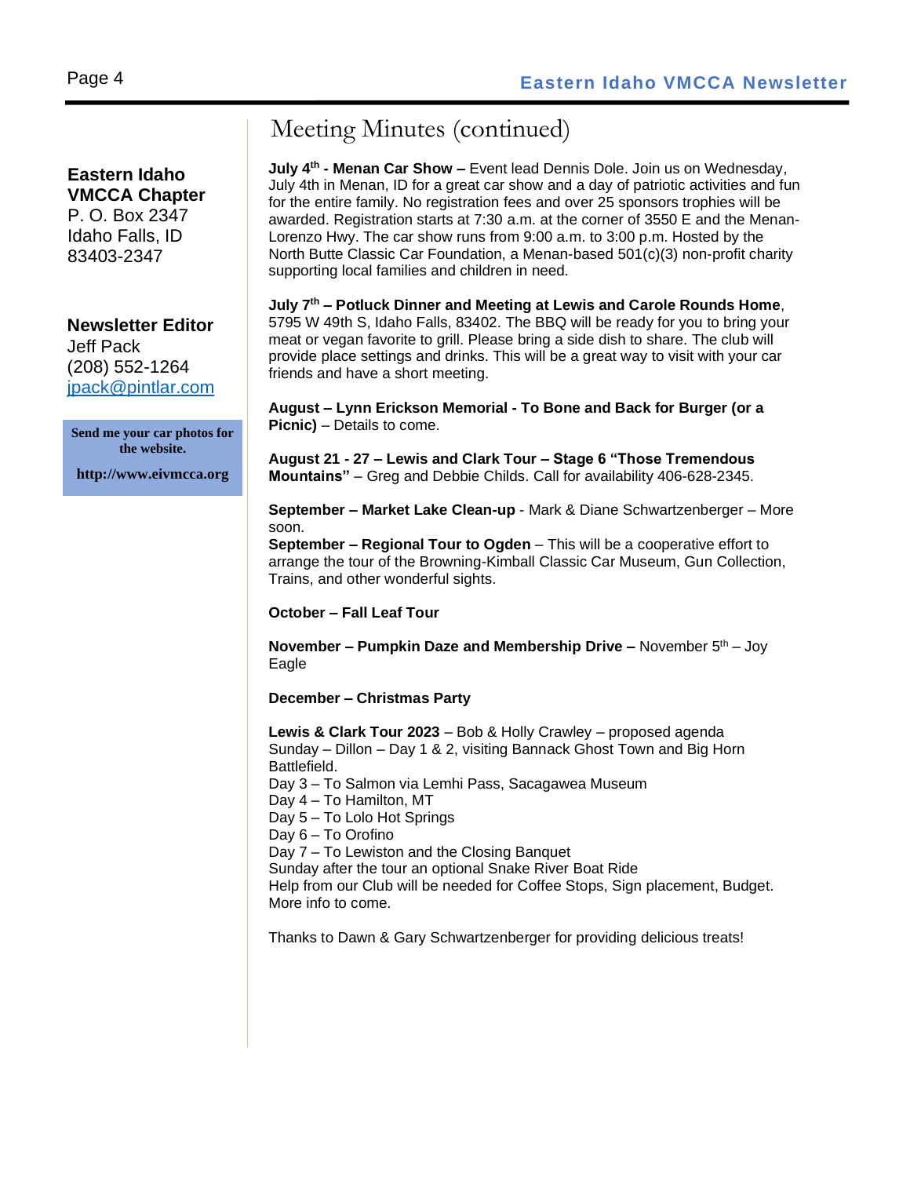**Eastern Idaho VMCCA Chapter**
P. O. Box 2347
Idaho Falls, ID
83403-2347

**Newsletter Editor**
Jeff Pack
(208) 552-1264
jpack@pintlar.com

**Send me your car photos for the website.**

**http://www.eivmcca.org**

# Meeting Minutes (continued)

**July 4th - Menan Car Show –** Event lead Dennis Dole. Join us on Wednesday, July 4th in Menan, ID for a great car show and a day of patriotic activities and fun for the entire family. No registration fees and over 25 sponsors trophies will be awarded. Registration starts at 7:30 a.m. at the corner of 3550 E and the Menan-Lorenzo Hwy. The car show runs from 9:00 a.m. to 3:00 p.m. Hosted by the North Butte Classic Car Foundation, a Menan-based 501(c)(3) non-profit charity supporting local families and children in need.

**July 7th – Potluck Dinner and Meeting at Lewis and Carole Rounds Home**, 5795 W 49th S, Idaho Falls, 83402. The BBQ will be ready for you to bring your meat or vegan favorite to grill. Please bring a side dish to share. The club will provide place settings and drinks. This will be a great way to visit with your car friends and have a short meeting.

**August – Lynn Erickson Memorial - To Bone and Back for Burger (or a Picnic)** – Details to come.

**August 21 - 27 – Lewis and Clark Tour – Stage 6 "Those Tremendous Mountains"** – Greg and Debbie Childs. Call for availability 406-628-2345.

**September – Market Lake Clean-up** - Mark & Diane Schwartzenberger – More soon.
**September – Regional Tour to Ogden** – This will be a cooperative effort to arrange the tour of the Browning-Kimball Classic Car Museum, Gun Collection, Trains, and other wonderful sights.

**October – Fall Leaf Tour**

**November – Pumpkin Daze and Membership Drive –** November 5th – Joy Eagle

**December – Christmas Party**

**Lewis & Clark Tour 2023** – Bob & Holly Crawley – proposed agenda
Sunday – Dillon – Day 1 & 2, visiting Bannack Ghost Town and Big Horn Battlefield.
Day 3 – To Salmon via Lemhi Pass, Sacagawea Museum
Day 4 – To Hamilton, MT
Day 5 – To Lolo Hot Springs
Day 6 – To Orofino
Day 7 – To Lewiston and the Closing Banquet
Sunday after the tour an optional Snake River Boat Ride
Help from our Club will be needed for Coffee Stops, Sign placement, Budget.
More info to come.

Thanks to Dawn & Gary Schwartzenberger for providing delicious treats!